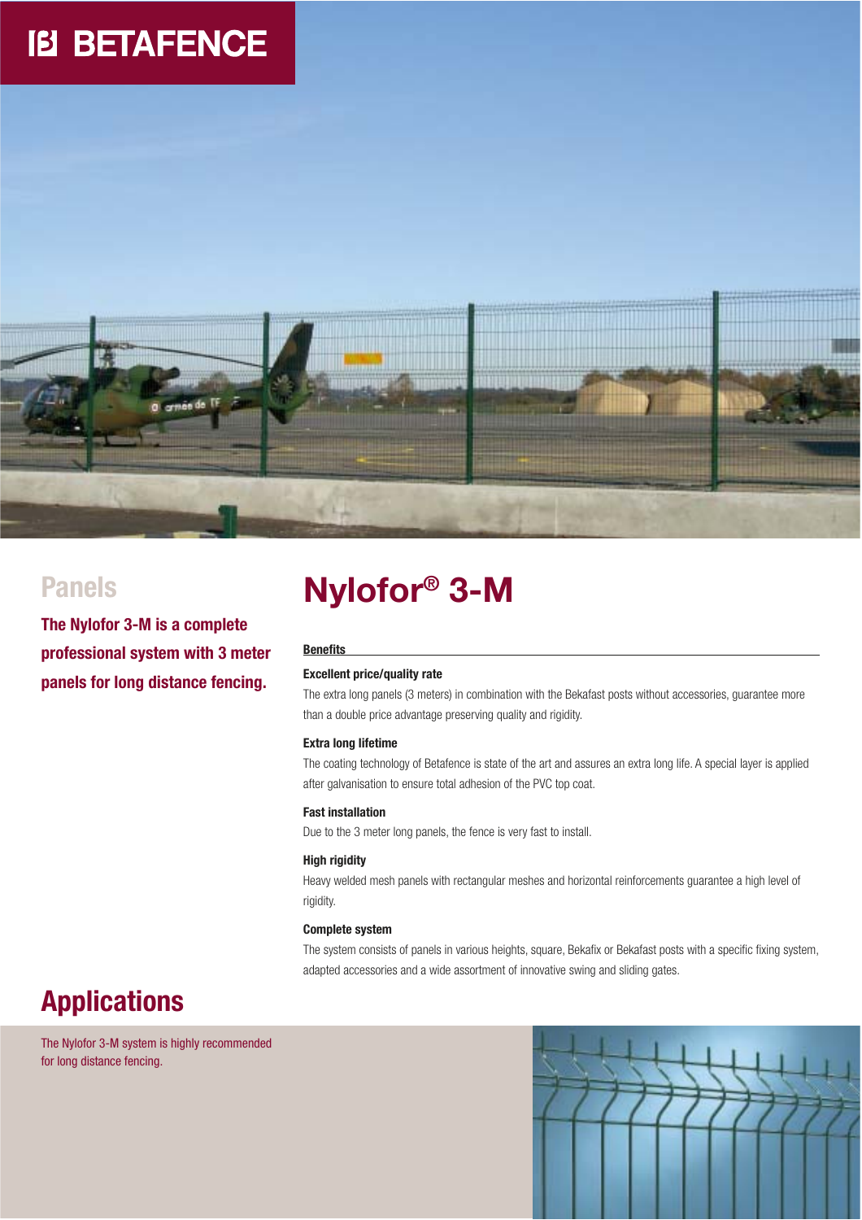BETAFENCE

## Panels

**The Nylofor 3-M is a complete professional system with 3 meter panels for long distance fencing.**

# Nylofor® 3-M

**Benefits**

**Excellent price/quality rate**

The extra long panels (3 meters) in combination with the Bekafast posts without accessories, guarantee more than a double price advantage preserving quality and rigidity.

**Extra long lifetime**

The coating technology of Betafence is state of the art and assures an extra long life. A special layer is applied after galvanisation to ensure total adhesion of the PVC top coat.

**Fast installation**

Due to the 3 meter long panels, the fence is very fast to install.

**High rigidity**

Heavy welded mesh panels with rectangular meshes and horizontal reinforcements guarantee a high level of rigidity.

**Complete system**

The system consists of panels in various heights, square, Bekafix or Bekafast posts with a specific fixing system, adapted accessories and a wide assortment of innovative swing and sliding gates.

## Applications

The Nylofor 3-M system is highly recommended for long distance fencing.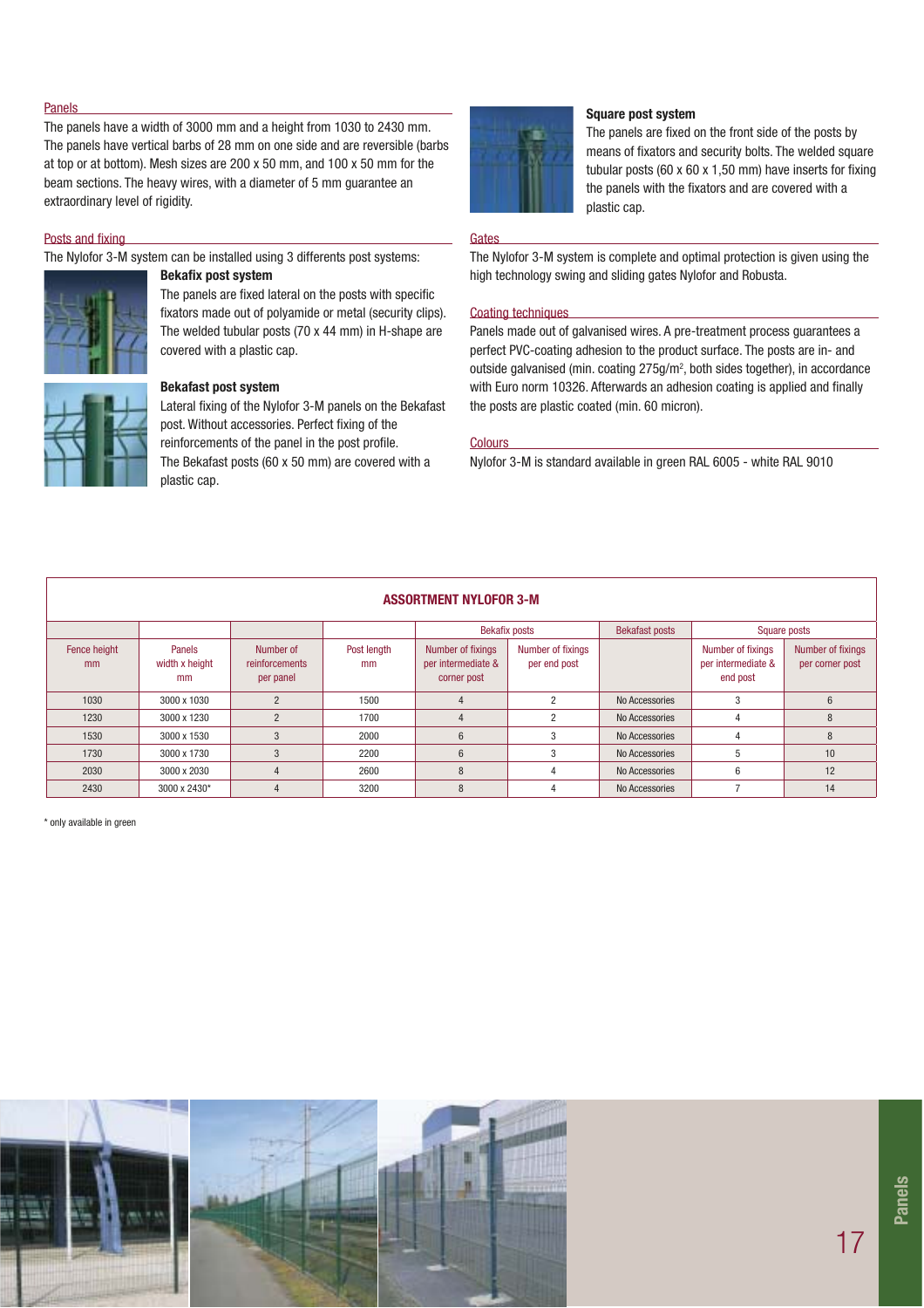## Panels

The panels have a width of 3000 mm and a height from 1030 to 2430 mm. The panels have vertical barbs of 28 mm on one side and are reversible (barbs at top or at bottom). Mesh sizes are 200 x 50 mm, and 100 x 50 mm for the beam sections. The heavy wires, with a diameter of 5 mm guarantee an extraordinary level of rigidity.

## Posts and fixing

The Nylofor 3-M system can be installed using 3 differents post systems:

**Bekafix post system**

The panels are fixed lateral on the posts with specific fixators made out of polyamide or metal (security clips). The welded tubular posts (70 x 44 mm) in H-shape are covered with a plastic cap.

**Bekafast post system**

Lateral fixing of the Nylofor 3-M panels on the Bekafast post. Without accessories. Perfect fixing of the reinforcements of the panel in the post profile. The Bekafast posts (60 x 50 mm) are covered with a plastic cap.

**Square post system**

The panels are fixed on the front side of the posts by means of fixators and security bolts. The welded square tubular posts (60 x 60 x 1,50 mm) have inserts for fixing the panels with the fixators and are covered with a plastic cap.

## Gates

The Nylofor 3-M system is complete and optimal protection is given using the high technology swing and sliding gates Nylofor and Robusta.

## Coating techniques

Panels made out of galvanised wires. A pre-treatment process guarantees a perfect PVC-coating adhesion to the product surface. The posts are in- and outside galvanised (min. coating 275g/m$^2$, both sides together), in accordance with Euro norm 10326. Afterwards an adhesion coating is applied and finally the posts are plastic coated (min. 60 micron).

## Colours

Nylofor 3-M is standard available in green RAL 6005 - white RAL 9010

**ASSORTMENT NYLOFOR 3-M**

| | | | | Bekafix posts | | Bekafast posts | Square posts | |
|---|---|---|---|---|---|---|---|---|
| Fence height mm | Panels width x height mm | Number of reinforcements per panel | Post length mm | Number of fixings per intermediate & corner post | Number of fixings per end post | | Number of fixings per intermediate & end post | Number of fixings per corner post |
| 1030 | 3000 x 1030 | 2 | 1500 | 4 | 2 | No Accessories | 3 | 6 |
| 1230 | 3000 x 1230 | 2 | 1700 | 4 | 2 | No Accessories | 4 | 8 |
| 1530 | 3000 x 1530 | 3 | 2000 | 6 | 3 | No Accessories | 4 | 8 |
| 1730 | 3000 x 1730 | 3 | 2200 | 6 | 3 | No Accessories | 5 | 10 |
| 2030 | 3000 x 2030 | 4 | 2600 | 8 | 4 | No Accessories | 6 | 12 |
| 2430 | 3000 x 2430* | 4 | 3200 | 8 | 4 | No Accessories | 7 | 14 |

* only available in green